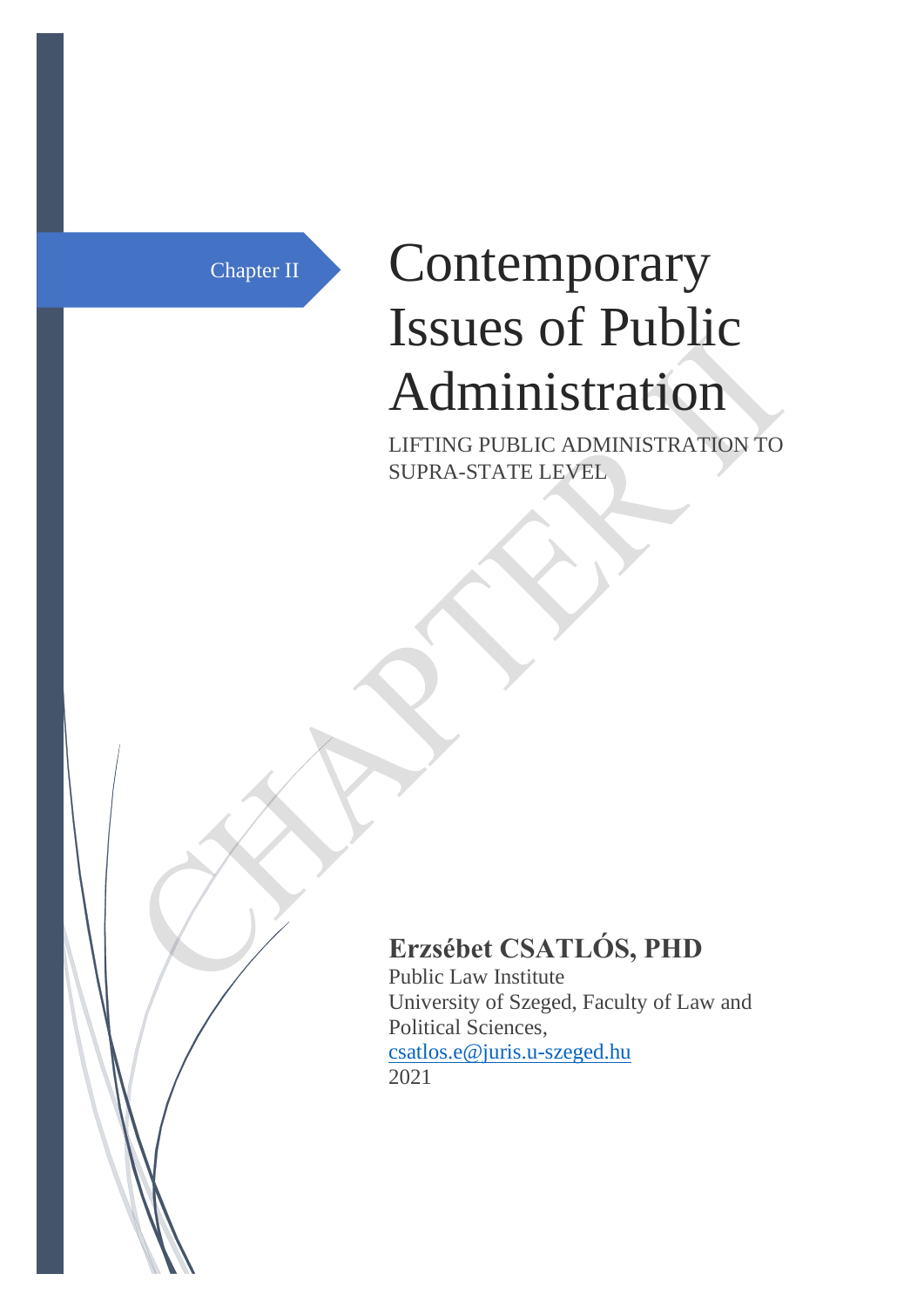Chapter II

# Contemporary Issues of Public Administration

LIFTING PUBLIC ADMINISTRATION TO SUPRA-STATE LEVEL

**Erzsébet CSATLÓS, PHD**

Public Law Institute

University of Szeged, Faculty of Law and Political Sciences,

csatlos.e@juris.u-szeged.hu

2021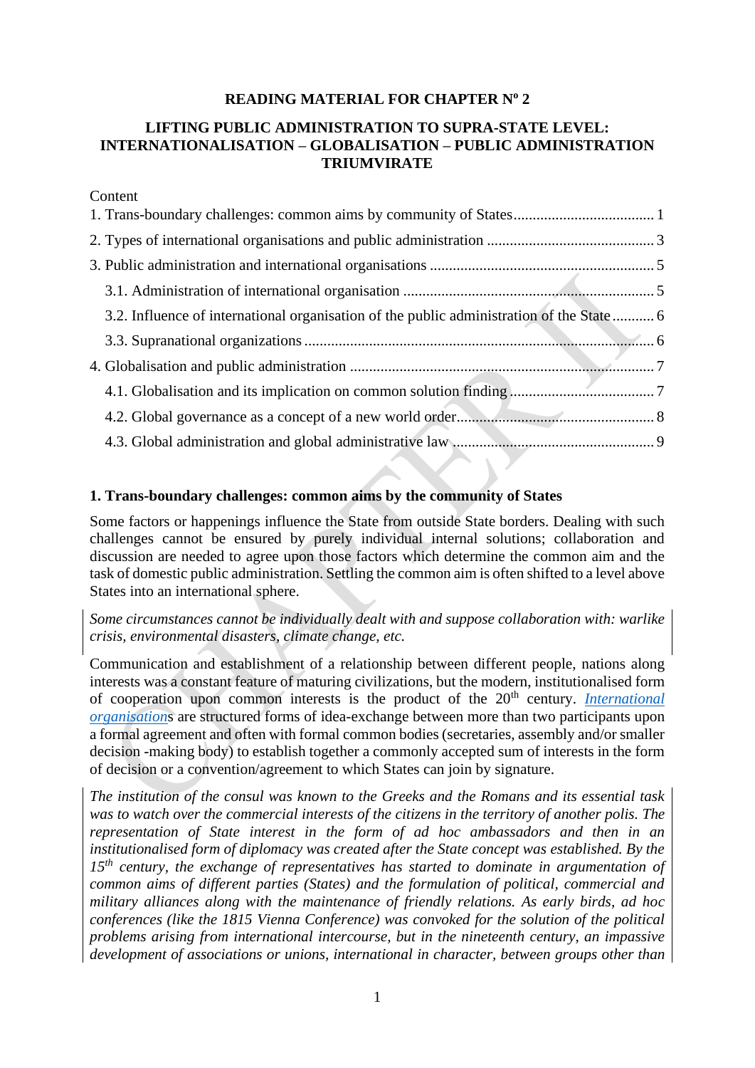**READING MATERIAL FOR CHAPTER Nº 2**

**LIFTING PUBLIC ADMINISTRATION TO SUPRA-STATE LEVEL: INTERNATIONALISATION – GLOBALISATION – PUBLIC ADMINISTRATION TRIUMVIRATE**

Content

1. Trans-boundary challenges: common aims by community of States ..................................... 1
2. Types of international organisations and public administration ............................................ 3
3. Public administration and international organisations ........................................................... 5
   - 3.1. Administration of international organisation ................................................................. 5
   - 3.2. Influence of international organisation of the public administration of the State ........... 6
   - 3.3. Supranational organizations .......................................................................................... 6
4. Globalisation and public administration ................................................................................ 7
   - 4.1. Globalisation and its implication on common solution finding ...................................... 7
   - 4.2. Global governance as a concept of a new world order.................................................... 8
   - 4.3. Global administration and global administrative law ..................................................... 9

**1. Trans-boundary challenges: common aims by the community of States**

Some factors or happenings influence the State from outside State borders. Dealing with such challenges cannot be ensured by purely individual internal solutions; collaboration and discussion are needed to agree upon those factors which determine the common aim and the task of domestic public administration. Settling the common aim is often shifted to a level above States into an international sphere.

*Some circumstances cannot be individually dealt with and suppose collaboration with: warlike crisis, environmental disasters, climate change, etc.*

Communication and establishment of a relationship between different people, nations along interests was a constant feature of maturing civilizations, but the modern, institutionalised form of cooperation upon common interests is the product of the 20th century. *International organisations* are structured forms of idea-exchange between more than two participants upon a formal agreement and often with formal common bodies (secretaries, assembly and/or smaller decision -making body) to establish together a commonly accepted sum of interests in the form of decision or a convention/agreement to which States can join by signature.

*The institution of the consul was known to the Greeks and the Romans and its essential task was to watch over the commercial interests of the citizens in the territory of another polis. The representation of State interest in the form of ad hoc ambassadors and then in an institutionalised form of diplomacy was created after the State concept was established. By the 15th century, the exchange of representatives has started to dominate in argumentation of common aims of different parties (States) and the formulation of political, commercial and military alliances along with the maintenance of friendly relations. As early birds, ad hoc conferences (like the 1815 Vienna Conference) was convoked for the solution of the political problems arising from international intercourse, but in the nineteenth century, an impassive development of associations or unions, international in character, between groups other than*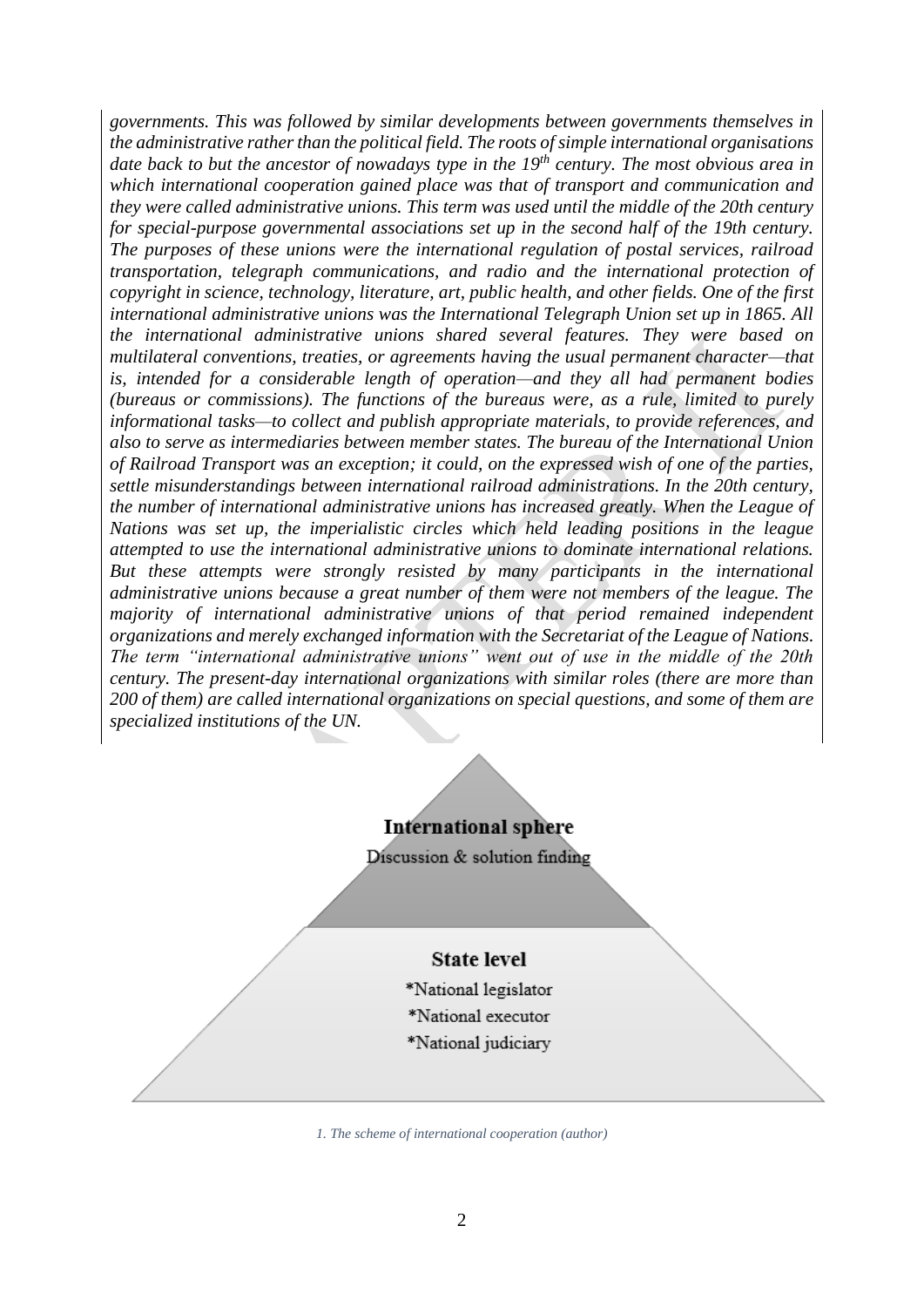*governments. This was followed by similar developments between governments themselves in the administrative rather than the political field. The roots of simple international organisations date back to but the ancestor of nowadays type in the 19th century. The most obvious area in which international cooperation gained place was that of transport and communication and they were called administrative unions. This term was used until the middle of the 20th century for special-purpose governmental associations set up in the second half of the 19th century. The purposes of these unions were the international regulation of postal services, railroad transportation, telegraph communications, and radio and the international protection of copyright in science, technology, literature, art, public health, and other fields. One of the first international administrative unions was the International Telegraph Union set up in 1865. All the international administrative unions shared several features. They were based on multilateral conventions, treaties, or agreements having the usual permanent character—that is, intended for a considerable length of operation—and they all had permanent bodies (bureaus or commissions). The functions of the bureaus were, as a rule, limited to purely informational tasks—to collect and publish appropriate materials, to provide references, and also to serve as intermediaries between member states. The bureau of the International Union of Railroad Transport was an exception; it could, on the expressed wish of one of the parties, settle misunderstandings between international railroad administrations. In the 20th century, the number of international administrative unions has increased greatly. When the League of Nations was set up, the imperialistic circles which held leading positions in the league attempted to use the international administrative unions to dominate international relations. But these attempts were strongly resisted by many participants in the international administrative unions because a great number of them were not members of the league. The majority of international administrative unions of that period remained independent organizations and merely exchanged information with the Secretariat of the League of Nations. The term "international administrative unions" went out of use in the middle of the 20th century. The present-day international organizations with similar roles (there are more than 200 of them) are called international organizations on special questions, and some of them are specialized institutions of the UN.*

**International sphere**

Discussion & solution finding

**State level**

*National legislator

*National executor

*National judiciary

*1. The scheme of international cooperation (author)*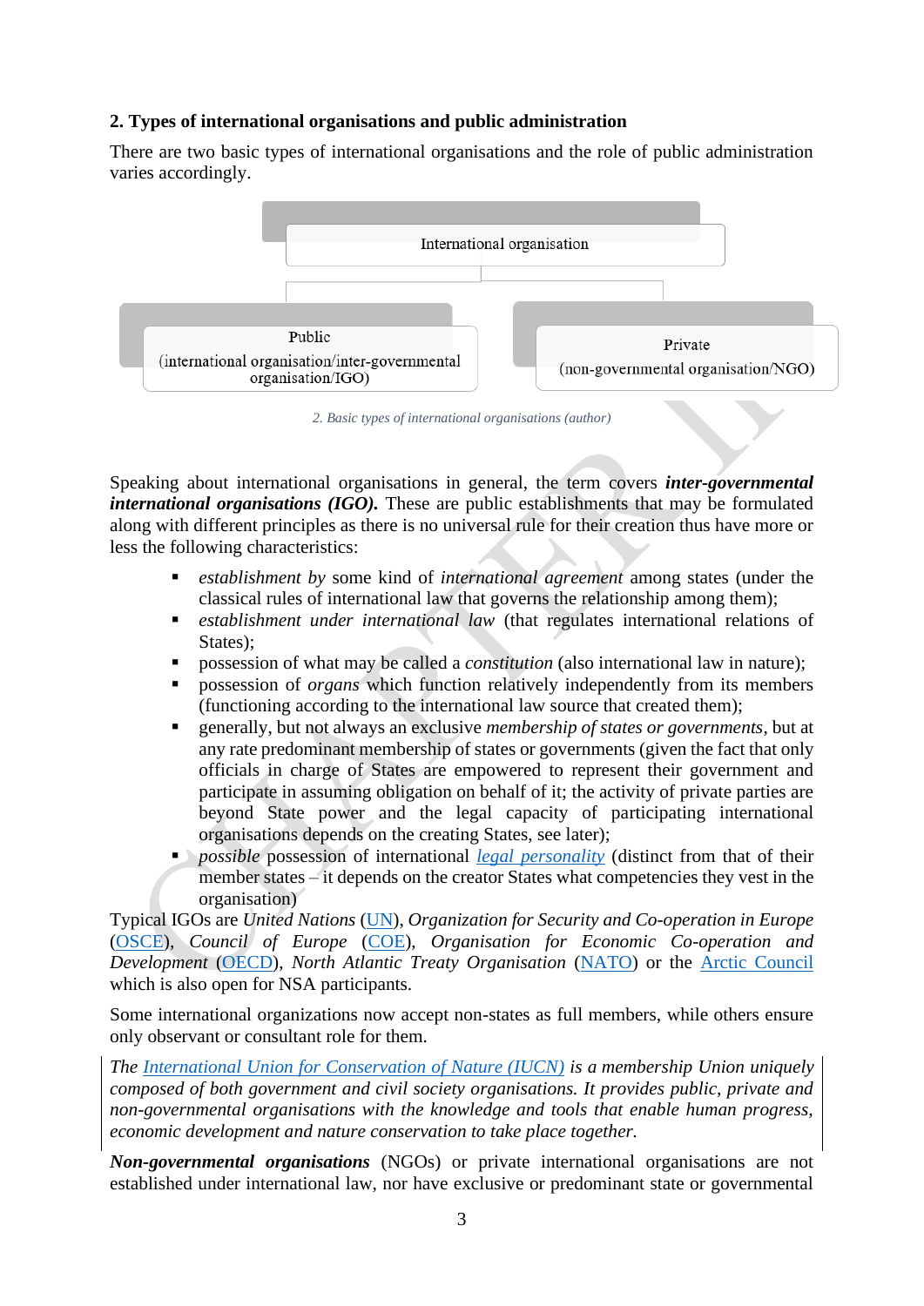### 2. Types of international organisations and public administration

There are two basic types of international organisations and the role of public administration varies accordingly.

International organisation

Public (international organisation/inter-governmental organisation/IGO)

Private (non-governmental organisation/NGO)

*2. Basic types of international organisations (author)*

Speaking about international organisations in general, the term covers ***inter-governmental international organisations (IGO).*** These are public establishments that may be formulated along with different principles as there is no universal rule for their creation thus have more or less the following characteristics:

- *establishment by* some kind of *international agreement* among states (under the classical rules of international law that governs the relationship among them);
- *establishment under international law* (that regulates international relations of States);
- possession of what may be called a *constitution* (also international law in nature);
- possession of *organs* which function relatively independently from its members (functioning according to the international law source that created them);
- generally, but not always an exclusive *membership of states or governments*, but at any rate predominant membership of states or governments (given the fact that only officials in charge of States are empowered to represent their government and participate in assuming obligation on behalf of it; the activity of private parties are beyond State power and the legal capacity of participating international organisations depends on the creating States, see later);
- *possible* possession of international legal personality (distinct from that of their member states – it depends on the creator States what competencies they vest in the organisation)

Typical IGOs are *United Nations* (UN), *Organization for Security and Co-operation in Europe* (OSCE), *Council of Europe* (COE), *Organisation for Economic Co-operation and Development* (OECD), *North Atlantic Treaty Organisation* (NATO) or the Arctic Council which is also open for NSA participants.

Some international organizations now accept non-states as full members, while others ensure only observant or consultant role for them.

*The International Union for Conservation of Nature (IUCN) is a membership Union uniquely composed of both government and civil society organisations. It provides public, private and non-governmental organisations with the knowledge and tools that enable human progress, economic development and nature conservation to take place together.*

***Non-governmental organisations*** (NGOs) or private international organisations are not established under international law, nor have exclusive or predominant state or governmental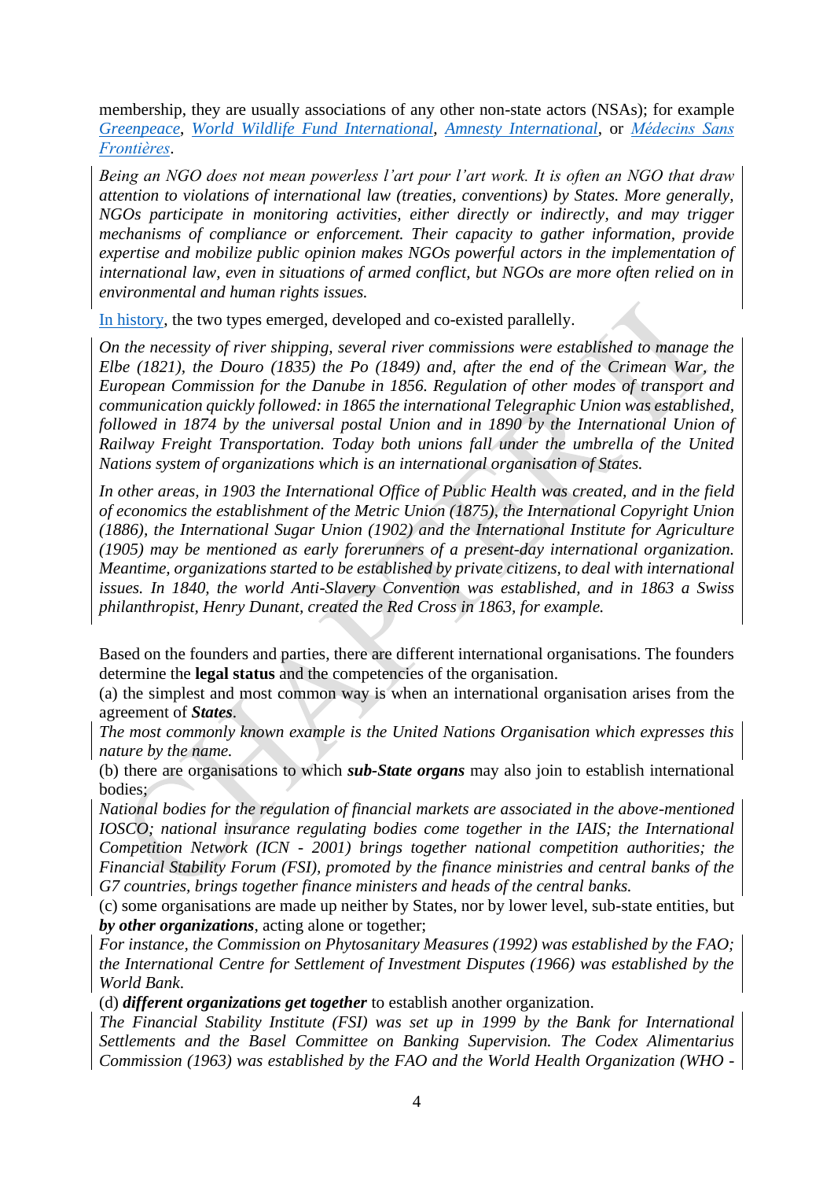membership, they are usually associations of any other non-state actors (NSAs); for example *Greenpeace*, *World Wildlife Fund International*, *Amnesty International*, or *Médecins Sans Frontières*.

*Being an NGO does not mean powerless l'art pour l'art work. It is often an NGO that draw attention to violations of international law (treaties, conventions) by States. More generally, NGOs participate in monitoring activities, either directly or indirectly, and may trigger mechanisms of compliance or enforcement. Their capacity to gather information, provide expertise and mobilize public opinion makes NGOs powerful actors in the implementation of international law, even in situations of armed conflict, but NGOs are more often relied on in environmental and human rights issues.*

In history, the two types emerged, developed and co-existed parallelly.

*On the necessity of river shipping, several river commissions were established to manage the Elbe (1821), the Douro (1835) the Po (1849) and, after the end of the Crimean War, the European Commission for the Danube in 1856. Regulation of other modes of transport and communication quickly followed: in 1865 the international Telegraphic Union was established, followed in 1874 by the universal postal Union and in 1890 by the International Union of Railway Freight Transportation. Today both unions fall under the umbrella of the United Nations system of organizations which is an international organisation of States.*

*In other areas, in 1903 the International Office of Public Health was created, and in the field of economics the establishment of the Metric Union (1875), the International Copyright Union (1886), the International Sugar Union (1902) and the International Institute for Agriculture (1905) may be mentioned as early forerunners of a present-day international organization. Meantime, organizations started to be established by private citizens, to deal with international issues. In 1840, the world Anti-Slavery Convention was established, and in 1863 a Swiss philanthropist, Henry Dunant, created the Red Cross in 1863, for example.*

Based on the founders and parties, there are different international organisations. The founders determine the **legal status** and the competencies of the organisation.

(a) the simplest and most common way is when an international organisation arises from the agreement of ***States***.

*The most commonly known example is the United Nations Organisation which expresses this nature by the name.*

(b) there are organisations to which ***sub-State organs*** may also join to establish international bodies;

*National bodies for the regulation of financial markets are associated in the above-mentioned IOSCO; national insurance regulating bodies come together in the IAIS; the International Competition Network (ICN - 2001) brings together national competition authorities; the Financial Stability Forum (FSI), promoted by the finance ministries and central banks of the G7 countries, brings together finance ministers and heads of the central banks.*

(c) some organisations are made up neither by States, nor by lower level, sub-state entities, but ***by other organizations***, acting alone or together;

*For instance, the Commission on Phytosanitary Measures (1992) was established by the FAO; the International Centre for Settlement of Investment Disputes (1966) was established by the World Bank.*

(d) ***different organizations get together*** to establish another organization.

*The Financial Stability Institute (FSI) was set up in 1999 by the Bank for International Settlements and the Basel Committee on Banking Supervision. The Codex Alimentarius Commission (1963) was established by the FAO and the World Health Organization (WHO -*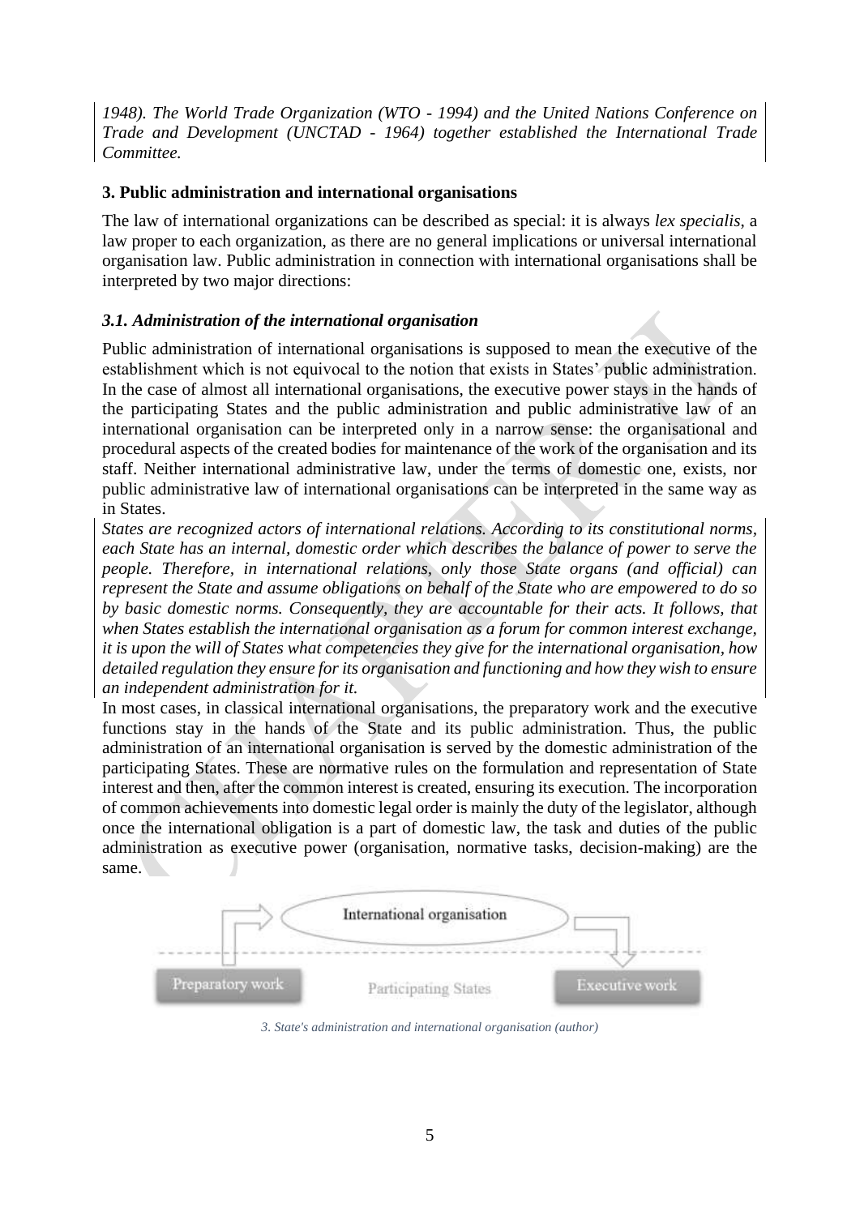*1948). The World Trade Organization (WTO - 1994) and the United Nations Conference on Trade and Development (UNCTAD - 1964) together established the International Trade Committee.*

### 3. Public administration and international organisations

The law of international organizations can be described as special: it is always *lex specialis*, a law proper to each organization, as there are no general implications or universal international organisation law. Public administration in connection with international organisations shall be interpreted by two major directions:

#### *3.1. Administration of the international organisation*

Public administration of international organisations is supposed to mean the executive of the establishment which is not equivocal to the notion that exists in States' public administration. In the case of almost all international organisations, the executive power stays in the hands of the participating States and the public administration and public administrative law of an international organisation can be interpreted only in a narrow sense: the organisational and procedural aspects of the created bodies for maintenance of the work of the organisation and its staff. Neither international administrative law, under the terms of domestic one, exists, nor public administrative law of international organisations can be interpreted in the same way as in States.

*States are recognized actors of international relations. According to its constitutional norms, each State has an internal, domestic order which describes the balance of power to serve the people. Therefore, in international relations, only those State organs (and official) can represent the State and assume obligations on behalf of the State who are empowered to do so by basic domestic norms. Consequently, they are accountable for their acts. It follows, that when States establish the international organisation as a forum for common interest exchange, it is upon the will of States what competencies they give for the international organisation, how detailed regulation they ensure for its organisation and functioning and how they wish to ensure an independent administration for it.*

In most cases, in classical international organisations, the preparatory work and the executive functions stay in the hands of the State and its public administration. Thus, the public administration of an international organisation is served by the domestic administration of the participating States. These are normative rules on the formulation and representation of State interest and then, after the common interest is created, ensuring its execution. The incorporation of common achievements into domestic legal order is mainly the duty of the legislator, although once the international obligation is a part of domestic law, the task and duties of the public administration as executive power (organisation, normative tasks, decision-making) are the same.

International organisation

Preparatory work — Participating States — Executive work

*3. State's administration and international organisation (author)*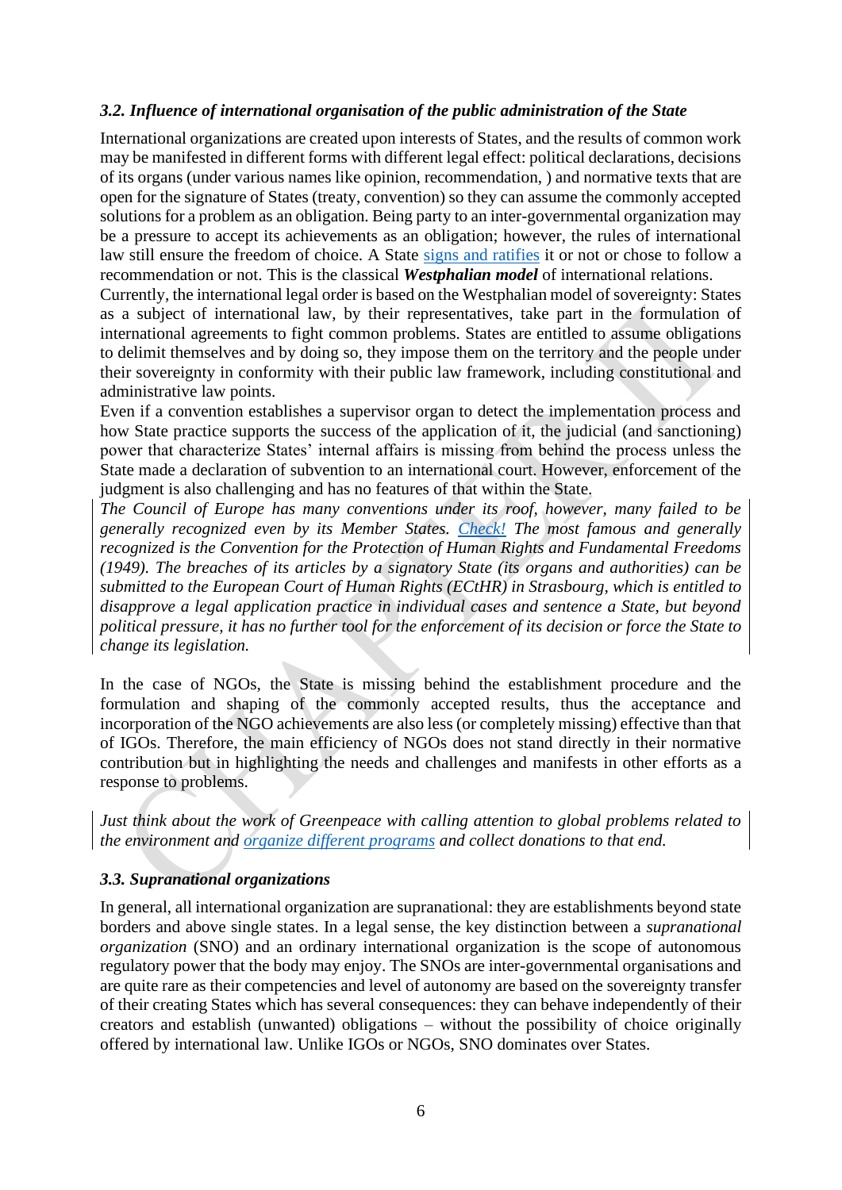### *3.2. Influence of international organisation of the public administration of the State*

International organizations are created upon interests of States, and the results of common work may be manifested in different forms with different legal effect: political declarations, decisions of its organs (under various names like opinion, recommendation, ) and normative texts that are open for the signature of States (treaty, convention) so they can assume the commonly accepted solutions for a problem as an obligation. Being party to an inter-governmental organization may be a pressure to accept its achievements as an obligation; however, the rules of international law still ensure the freedom of choice. A State signs and ratifies it or not or chose to follow a recommendation or not. This is the classical ***Westphalian model*** of international relations.

Currently, the international legal order is based on the Westphalian model of sovereignty: States as a subject of international law, by their representatives, take part in the formulation of international agreements to fight common problems. States are entitled to assume obligations to delimit themselves and by doing so, they impose them on the territory and the people under their sovereignty in conformity with their public law framework, including constitutional and administrative law points.

Even if a convention establishes a supervisor organ to detect the implementation process and how State practice supports the success of the application of it, the judicial (and sanctioning) power that characterize States' internal affairs is missing from behind the process unless the State made a declaration of subvention to an international court. However, enforcement of the judgment is also challenging and has no features of that within the State.

*The Council of Europe has many conventions under its roof, however, many failed to be generally recognized even by its Member States. Check! The most famous and generally recognized is the Convention for the Protection of Human Rights and Fundamental Freedoms (1949). The breaches of its articles by a signatory State (its organs and authorities) can be submitted to the European Court of Human Rights (ECtHR) in Strasbourg, which is entitled to disapprove a legal application practice in individual cases and sentence a State, but beyond political pressure, it has no further tool for the enforcement of its decision or force the State to change its legislation.*

In the case of NGOs, the State is missing behind the establishment procedure and the formulation and shaping of the commonly accepted results, thus the acceptance and incorporation of the NGO achievements are also less (or completely missing) effective than that of IGOs. Therefore, the main efficiency of NGOs does not stand directly in their normative contribution but in highlighting the needs and challenges and manifests in other efforts as a response to problems.

*Just think about the work of Greenpeace with calling attention to global problems related to the environment and organize different programs and collect donations to that end.*

### *3.3. Supranational organizations*

In general, all international organization are supranational: they are establishments beyond state borders and above single states. In a legal sense, the key distinction between a *supranational organization* (SNO) and an ordinary international organization is the scope of autonomous regulatory power that the body may enjoy. The SNOs are inter-governmental organisations and are quite rare as their competencies and level of autonomy are based on the sovereignty transfer of their creating States which has several consequences: they can behave independently of their creators and establish (unwanted) obligations – without the possibility of choice originally offered by international law. Unlike IGOs or NGOs, SNO dominates over States.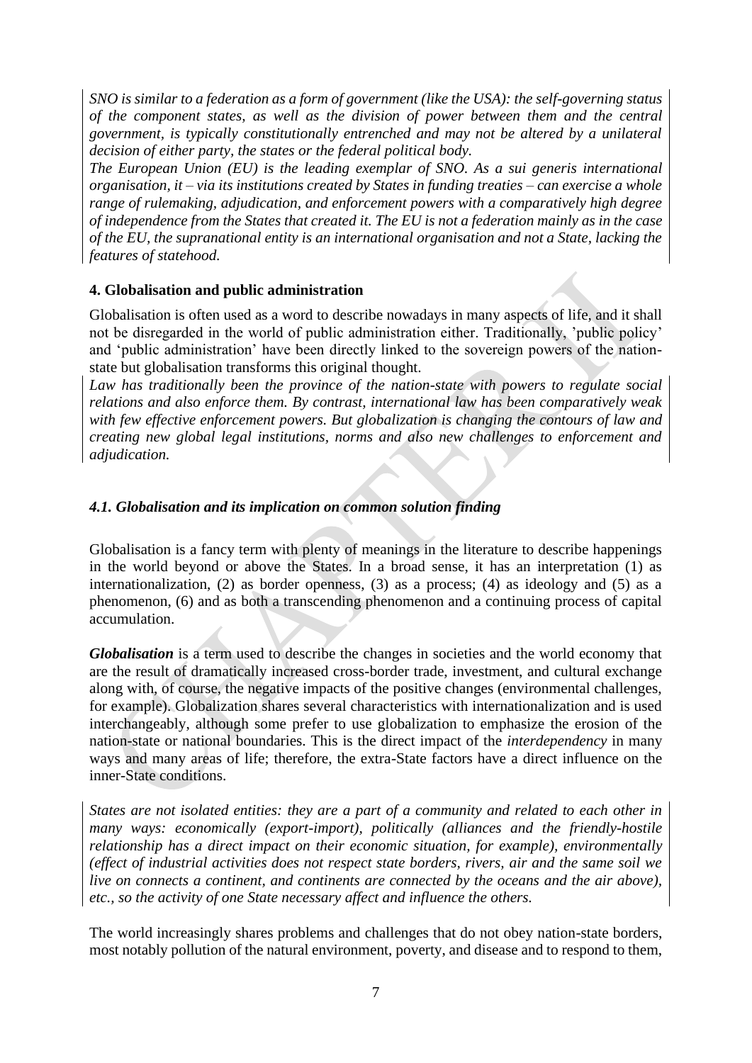*SNO is similar to a federation as a form of government (like the USA): the self-governing status of the component states, as well as the division of power between them and the central government, is typically constitutionally entrenched and may not be altered by a unilateral decision of either party, the states or the federal political body.*

*The European Union (EU) is the leading exemplar of SNO. As a sui generis international organisation, it – via its institutions created by States in funding treaties – can exercise a whole range of rulemaking, adjudication, and enforcement powers with a comparatively high degree of independence from the States that created it. The EU is not a federation mainly as in the case of the EU, the supranational entity is an international organisation and not a State, lacking the features of statehood.*

## 4. Globalisation and public administration

Globalisation is often used as a word to describe nowadays in many aspects of life, and it shall not be disregarded in the world of public administration either. Traditionally, 'public policy' and 'public administration' have been directly linked to the sovereign powers of the nation-state but globalisation transforms this original thought.

*Law has traditionally been the province of the nation-state with powers to regulate social relations and also enforce them. By contrast, international law has been comparatively weak with few effective enforcement powers. But globalization is changing the contours of law and creating new global legal institutions, norms and also new challenges to enforcement and adjudication.*

### *4.1. Globalisation and its implication on common solution finding*

Globalisation is a fancy term with plenty of meanings in the literature to describe happenings in the world beyond or above the States. In a broad sense, it has an interpretation (1) as internationalization, (2) as border openness, (3) as a process; (4) as ideology and (5) as a phenomenon, (6) and as both a transcending phenomenon and a continuing process of capital accumulation.

***Globalisation*** is a term used to describe the changes in societies and the world economy that are the result of dramatically increased cross-border trade, investment, and cultural exchange along with, of course, the negative impacts of the positive changes (environmental challenges, for example). Globalization shares several characteristics with internationalization and is used interchangeably, although some prefer to use globalization to emphasize the erosion of the nation-state or national boundaries. This is the direct impact of the *interdependency* in many ways and many areas of life; therefore, the extra-State factors have a direct influence on the inner-State conditions.

*States are not isolated entities: they are a part of a community and related to each other in many ways: economically (export-import), politically (alliances and the friendly-hostile relationship has a direct impact on their economic situation, for example), environmentally (effect of industrial activities does not respect state borders, rivers, air and the same soil we live on connects a continent, and continents are connected by the oceans and the air above), etc., so the activity of one State necessary affect and influence the others.*

The world increasingly shares problems and challenges that do not obey nation-state borders, most notably pollution of the natural environment, poverty, and disease and to respond to them,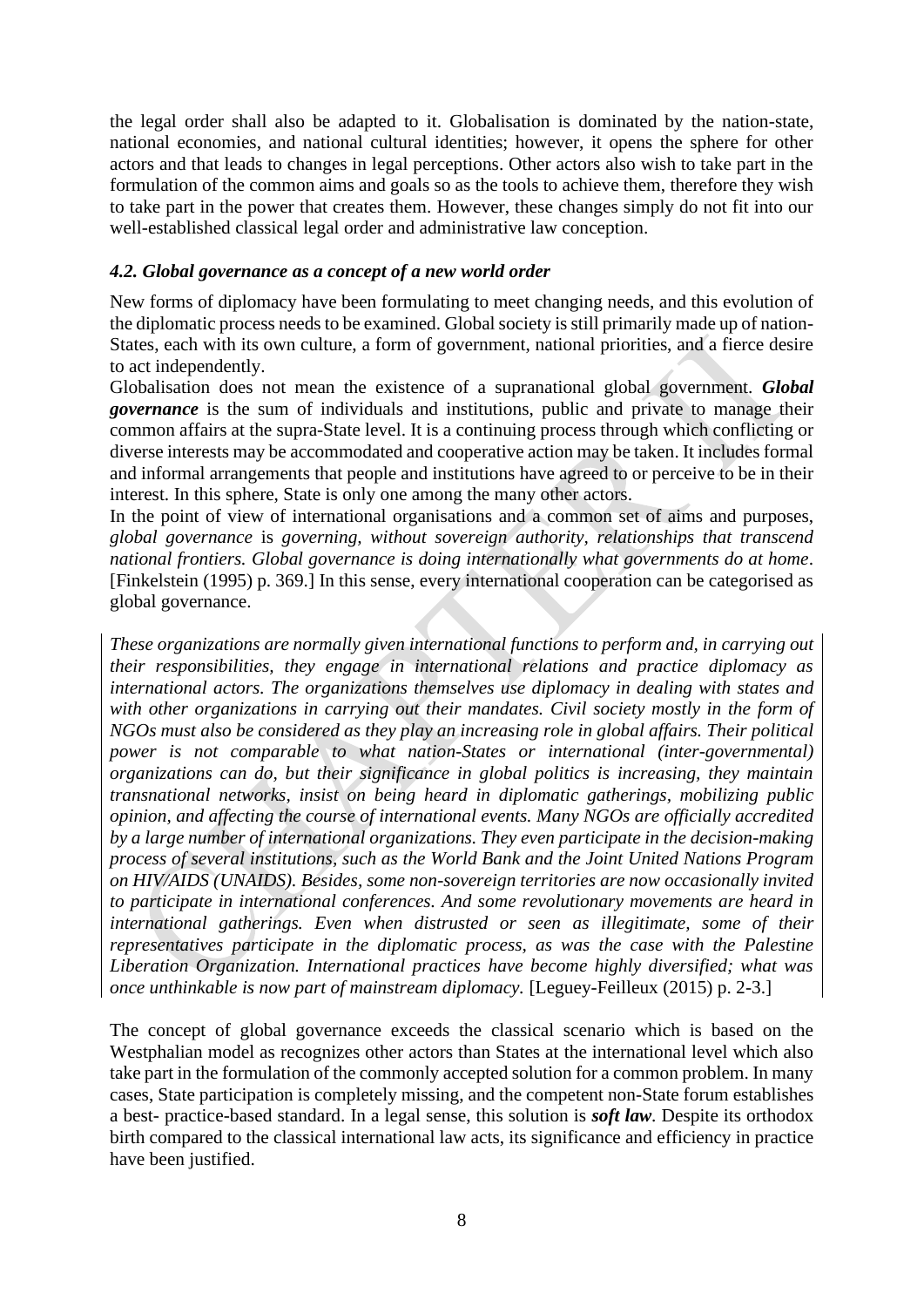the legal order shall also be adapted to it. Globalisation is dominated by the nation-state, national economies, and national cultural identities; however, it opens the sphere for other actors and that leads to changes in legal perceptions. Other actors also wish to take part in the formulation of the common aims and goals so as the tools to achieve them, therefore they wish to take part in the power that creates them. However, these changes simply do not fit into our well-established classical legal order and administrative law conception.

### *4.2. Global governance as a concept of a new world order*

New forms of diplomacy have been formulating to meet changing needs, and this evolution of the diplomatic process needs to be examined. Global society is still primarily made up of nation-States, each with its own culture, a form of government, national priorities, and a fierce desire to act independently.

Globalisation does not mean the existence of a supranational global government. ***Global governance*** is the sum of individuals and institutions, public and private to manage their common affairs at the supra-State level. It is a continuing process through which conflicting or diverse interests may be accommodated and cooperative action may be taken. It includes formal and informal arrangements that people and institutions have agreed to or perceive to be in their interest. In this sphere, State is only one among the many other actors.

In the point of view of international organisations and a common set of aims and purposes, *global governance* is *governing, without sovereign authority, relationships that transcend national frontiers. Global governance is doing internationally what governments do at home*. [Finkelstein (1995) p. 369.] In this sense, every international cooperation can be categorised as global governance.

> *These organizations are normally given international functions to perform and, in carrying out their responsibilities, they engage in international relations and practice diplomacy as international actors. The organizations themselves use diplomacy in dealing with states and with other organizations in carrying out their mandates. Civil society mostly in the form of NGOs must also be considered as they play an increasing role in global affairs. Their political power is not comparable to what nation-States or international (inter-governmental) organizations can do, but their significance in global politics is increasing, they maintain transnational networks, insist on being heard in diplomatic gatherings, mobilizing public opinion, and affecting the course of international events. Many NGOs are officially accredited by a large number of international organizations. They even participate in the decision-making process of several institutions, such as the World Bank and the Joint United Nations Program on HIV/AIDS (UNAIDS). Besides, some non-sovereign territories are now occasionally invited to participate in international conferences. And some revolutionary movements are heard in international gatherings. Even when distrusted or seen as illegitimate, some of their representatives participate in the diplomatic process, as was the case with the Palestine Liberation Organization. International practices have become highly diversified; what was once unthinkable is now part of mainstream diplomacy.* [Leguey-Feilleux (2015) p. 2-3.]

The concept of global governance exceeds the classical scenario which is based on the Westphalian model as recognizes other actors than States at the international level which also take part in the formulation of the commonly accepted solution for a common problem. In many cases, State participation is completely missing, and the competent non-State forum establishes a best- practice-based standard. In a legal sense, this solution is ***soft law***. Despite its orthodox birth compared to the classical international law acts, its significance and efficiency in practice have been justified.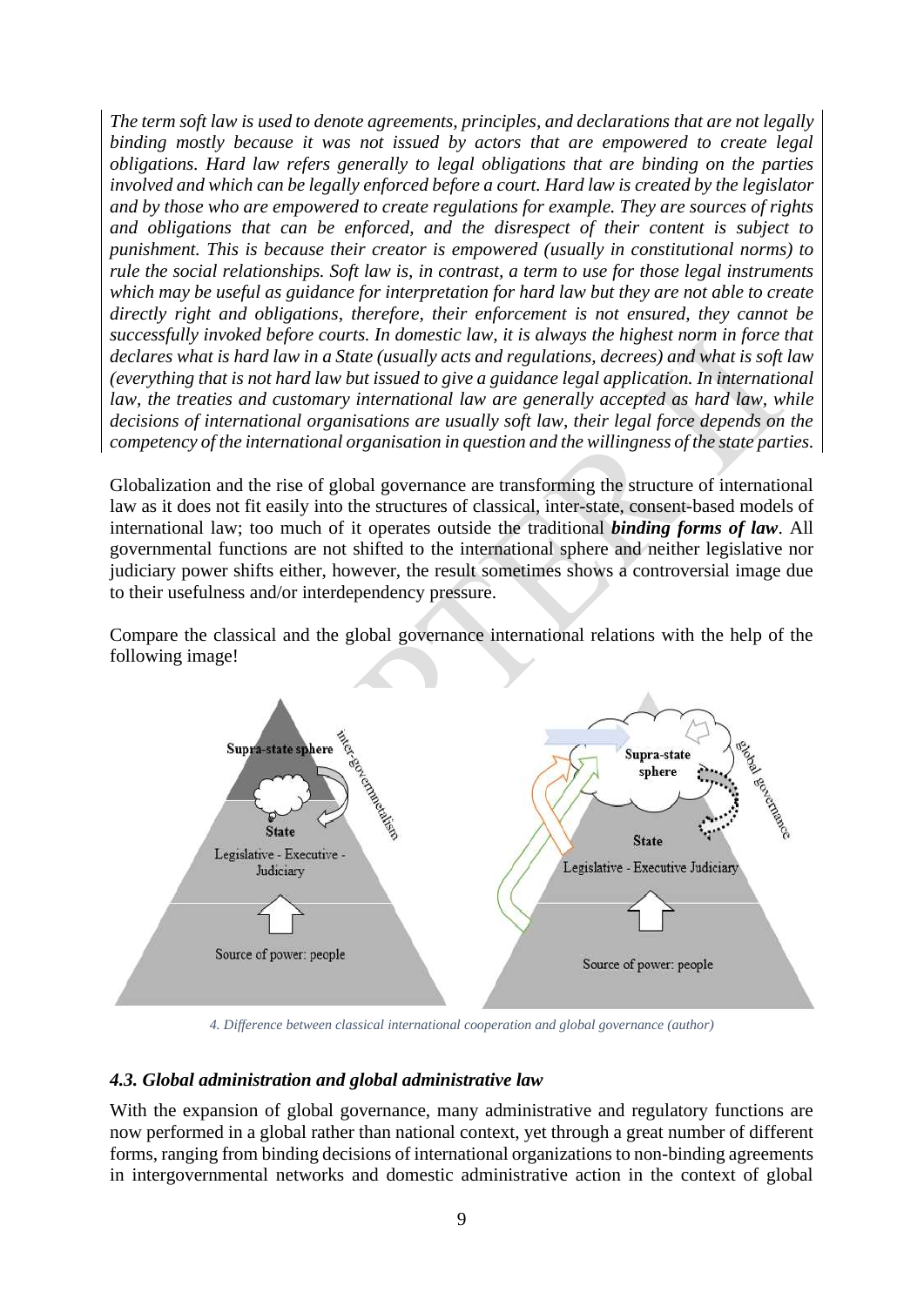*The term soft law is used to denote agreements, principles, and declarations that are not legally binding mostly because it was not issued by actors that are empowered to create legal obligations. Hard law refers generally to legal obligations that are binding on the parties involved and which can be legally enforced before a court. Hard law is created by the legislator and by those who are empowered to create regulations for example. They are sources of rights and obligations that can be enforced, and the disrespect of their content is subject to punishment. This is because their creator is empowered (usually in constitutional norms) to rule the social relationships. Soft law is, in contrast, a term to use for those legal instruments which may be useful as guidance for interpretation for hard law but they are not able to create directly right and obligations, therefore, their enforcement is not ensured, they cannot be successfully invoked before courts. In domestic law, it is always the highest norm in force that declares what is hard law in a State (usually acts and regulations, decrees) and what is soft law (everything that is not hard law but issued to give a guidance legal application. In international law, the treaties and customary international law are generally accepted as hard law, while decisions of international organisations are usually soft law, their legal force depends on the competency of the international organisation in question and the willingness of the state parties.*

Globalization and the rise of global governance are transforming the structure of international law as it does not fit easily into the structures of classical, inter-state, consent-based models of international law; too much of it operates outside the traditional ***binding forms of law***. All governmental functions are not shifted to the international sphere and neither legislative nor judiciary power shifts either, however, the result sometimes shows a controversial image due to their usefulness and/or interdependency pressure.

Compare the classical and the global governance international relations with the help of the following image!

*4. Difference between classical international cooperation and global governance (author)*

### *4.3. Global administration and global administrative law*

With the expansion of global governance, many administrative and regulatory functions are now performed in a global rather than national context, yet through a great number of different forms, ranging from binding decisions of international organizations to non-binding agreements in intergovernmental networks and domestic administrative action in the context of global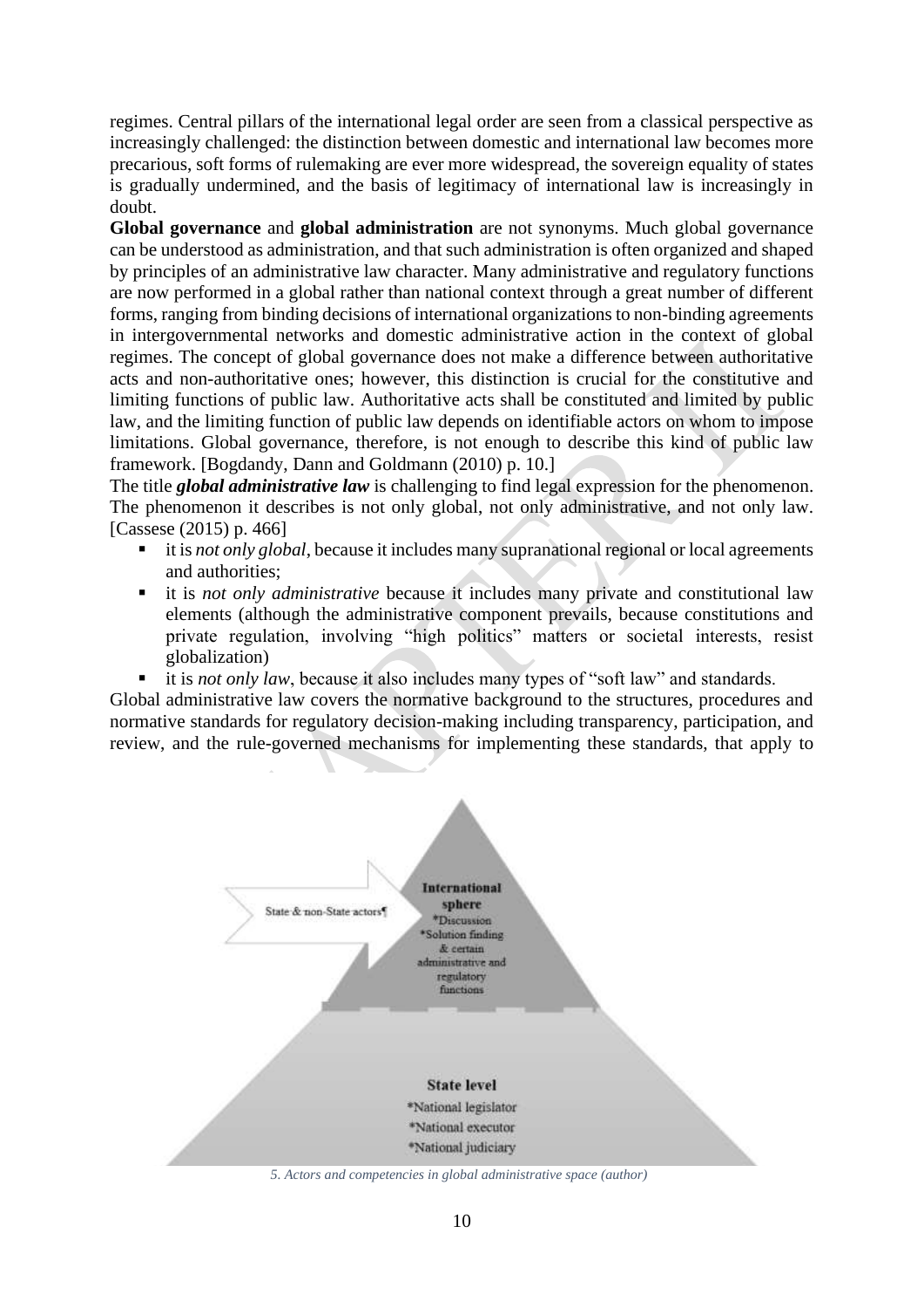regimes. Central pillars of the international legal order are seen from a classical perspective as increasingly challenged: the distinction between domestic and international law becomes more precarious, soft forms of rulemaking are ever more widespread, the sovereign equality of states is gradually undermined, and the basis of legitimacy of international law is increasingly in doubt.

**Global governance** and **global administration** are not synonyms. Much global governance can be understood as administration, and that such administration is often organized and shaped by principles of an administrative law character. Many administrative and regulatory functions are now performed in a global rather than national context through a great number of different forms, ranging from binding decisions of international organizations to non-binding agreements in intergovernmental networks and domestic administrative action in the context of global regimes. The concept of global governance does not make a difference between authoritative acts and non-authoritative ones; however, this distinction is crucial for the constitutive and limiting functions of public law. Authoritative acts shall be constituted and limited by public law, and the limiting function of public law depends on identifiable actors on whom to impose limitations. Global governance, therefore, is not enough to describe this kind of public law framework. [Bogdandy, Dann and Goldmann (2010) p. 10.]

The title ***global administrative law*** is challenging to find legal expression for the phenomenon. The phenomenon it describes is not only global, not only administrative, and not only law. [Cassese (2015) p. 466]

- it is *not only global*, because it includes many supranational regional or local agreements and authorities;
- it is *not only administrative* because it includes many private and constitutional law elements (although the administrative component prevails, because constitutions and private regulation, involving "high politics" matters or societal interests, resist globalization)
- it is *not only law*, because it also includes many types of "soft law" and standards.

Global administrative law covers the normative background to the structures, procedures and normative standards for regulatory decision-making including transparency, participation, and review, and the rule-governed mechanisms for implementing these standards, that apply to

State & non-State actors

**International sphere**
*Discussion
*Solution finding & certain administrative and regulatory functions

**State level**
*National legislator
*National executor
*National judiciary

*5. Actors and competencies in global administrative space (author)*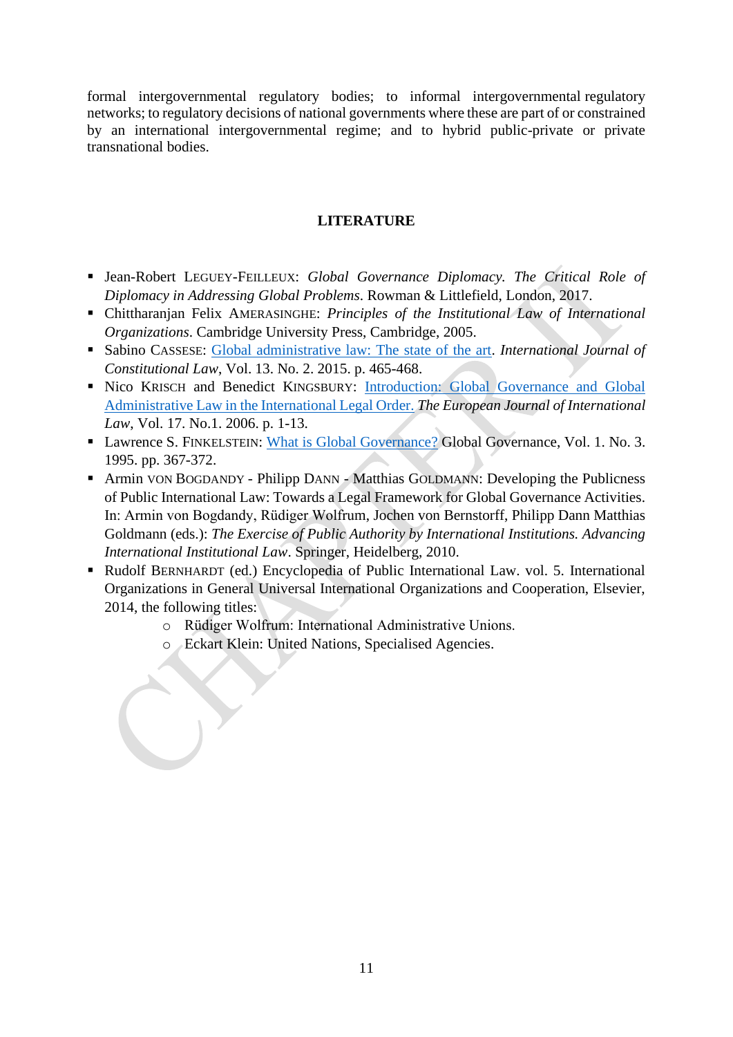formal intergovernmental regulatory bodies; to informal intergovernmental regulatory networks; to regulatory decisions of national governments where these are part of or constrained by an international intergovernmental regime; and to hybrid public-private or private transnational bodies.

## LITERATURE

- Jean-Robert LEGUEY-FEILLEUX: *Global Governance Diplomacy. The Critical Role of Diplomacy in Addressing Global Problems*. Rowman & Littlefield, London, 2017.
- Chittharanjan Felix AMERASINGHE: *Principles of the Institutional Law of International Organizations*. Cambridge University Press, Cambridge, 2005.
- Sabino CASSESE: Global administrative law: The state of the art. *International Journal of Constitutional Law*, Vol. 13. No. 2. 2015. p. 465-468.
- Nico KRISCH and Benedict KINGSBURY: Introduction: Global Governance and Global Administrative Law in the International Legal Order. *The European Journal of International Law*, Vol. 17. No.1. 2006. p. 1-13.
- Lawrence S. FINKELSTEIN: What is Global Governance? Global Governance, Vol. 1. No. 3. 1995. pp. 367-372.
- Armin VON BOGDANDY - Philipp DANN - Matthias GOLDMANN: Developing the Publicness of Public International Law: Towards a Legal Framework for Global Governance Activities. In: Armin von Bogdandy, Rüdiger Wolfrum, Jochen von Bernstorff, Philipp Dann Matthias Goldmann (eds.): *The Exercise of Public Authority by International Institutions. Advancing International Institutional Law*. Springer, Heidelberg, 2010.
- Rudolf BERNHARDT (ed.) Encyclopedia of Public International Law. vol. 5. International Organizations in General Universal International Organizations and Cooperation, Elsevier, 2014, the following titles:
  - Rüdiger Wolfrum: International Administrative Unions.
  - Eckart Klein: United Nations, Specialised Agencies.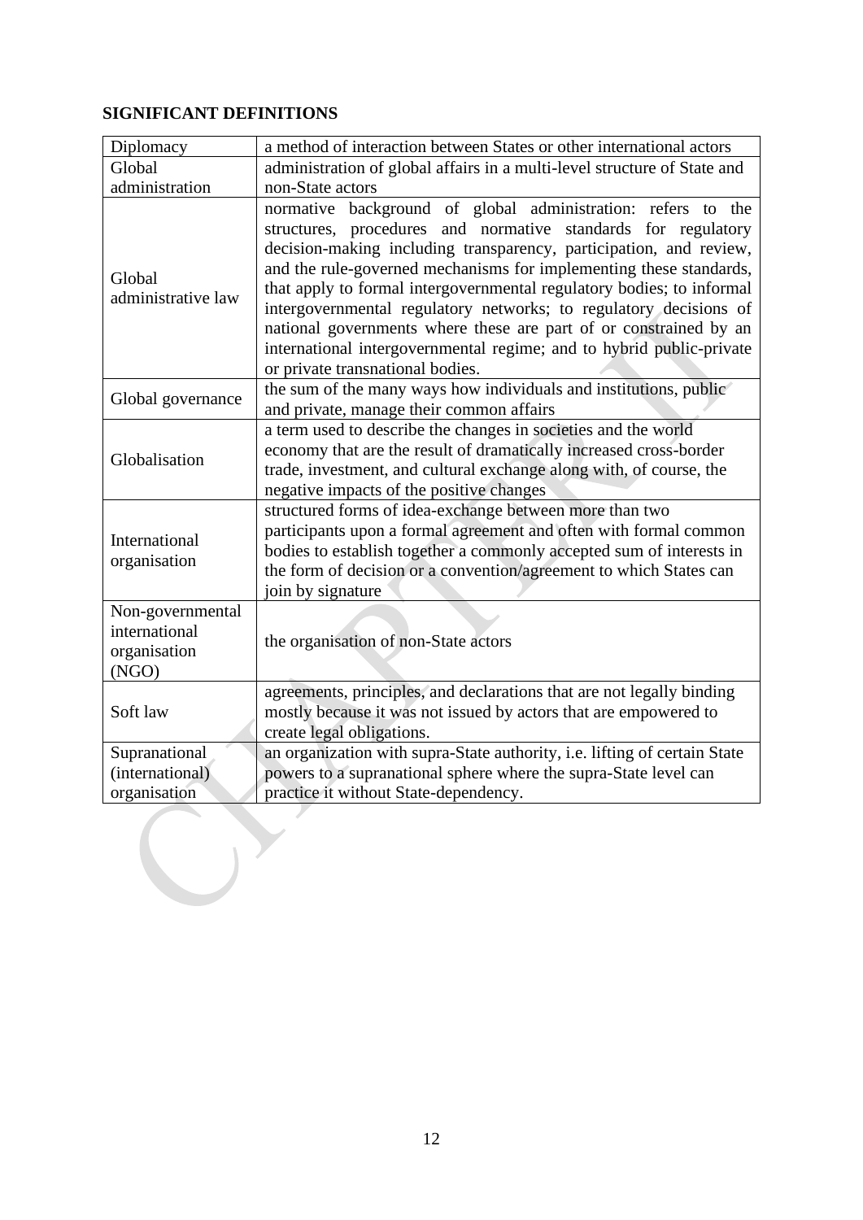**SIGNIFICANT DEFINITIONS**

| | |
|---|---|
| Diplomacy | a method of interaction between States or other international actors |
| Global administration | administration of global affairs in a multi-level structure of State and non-State actors |
| Global administrative law | normative background of global administration: refers to the structures, procedures and normative standards for regulatory decision-making including transparency, participation, and review, and the rule-governed mechanisms for implementing these standards, that apply to formal intergovernmental regulatory bodies; to informal intergovernmental regulatory networks; to regulatory decisions of national governments where these are part of or constrained by an international intergovernmental regime; and to hybrid public-private or private transnational bodies. |
| Global governance | the sum of the many ways how individuals and institutions, public and private, manage their common affairs |
| Globalisation | a term used to describe the changes in societies and the world economy that are the result of dramatically increased cross-border trade, investment, and cultural exchange along with, of course, the negative impacts of the positive changes |
| International organisation | structured forms of idea-exchange between more than two participants upon a formal agreement and often with formal common bodies to establish together a commonly accepted sum of interests in the form of decision or a convention/agreement to which States can join by signature |
| Non-governmental international organisation (NGO) | the organisation of non-State actors |
| Soft law | agreements, principles, and declarations that are not legally binding mostly because it was not issued by actors that are empowered to create legal obligations. |
| Supranational (international) organisation | an organization with supra-State authority, i.e. lifting of certain State powers to a supranational sphere where the supra-State level can practice it without State-dependency. |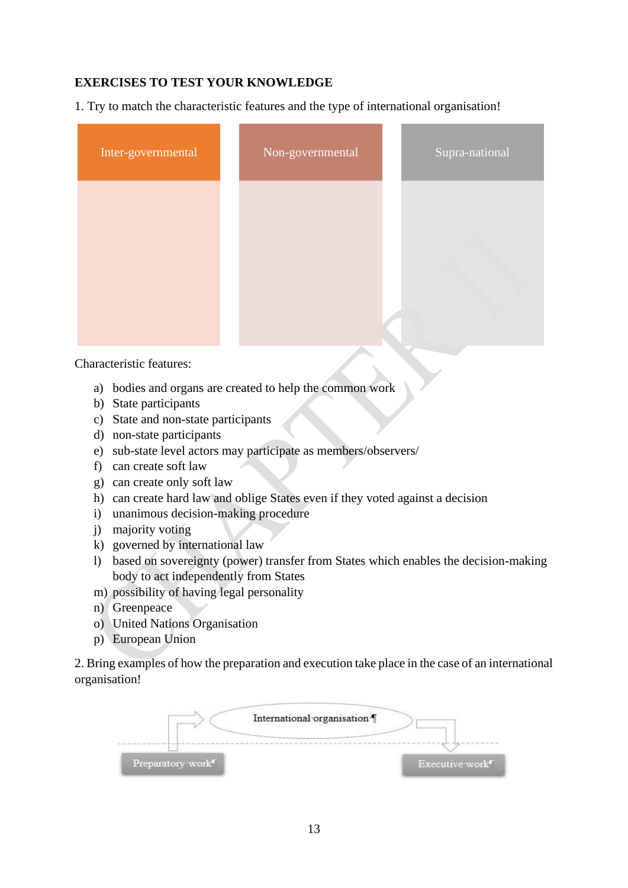**EXERCISES TO TEST YOUR KNOWLEDGE**

1. Try to match the characteristic features and the type of international organisation!

| Inter-governmental | Non-governmental | Supra-national |
|---|---|---|
| | | |

Characteristic features:

a) bodies and organs are created to help the common work
b) State participants
c) State and non-state participants
d) non-state participants
e) sub-state level actors may participate as members/observers/
f) can create soft law
g) can create only soft law
h) can create hard law and oblige States even if they voted against a decision
i) unanimous decision-making procedure
j) majority voting
k) governed by international law
l) based on sovereignty (power) transfer from States which enables the decision-making body to act independently from States
m) possibility of having legal personality
n) Greenpeace
o) United Nations Organisation
p) European Union

2. Bring examples of how the preparation and execution take place in the case of an international organisation!

International organisation

Preparatory work

Executive work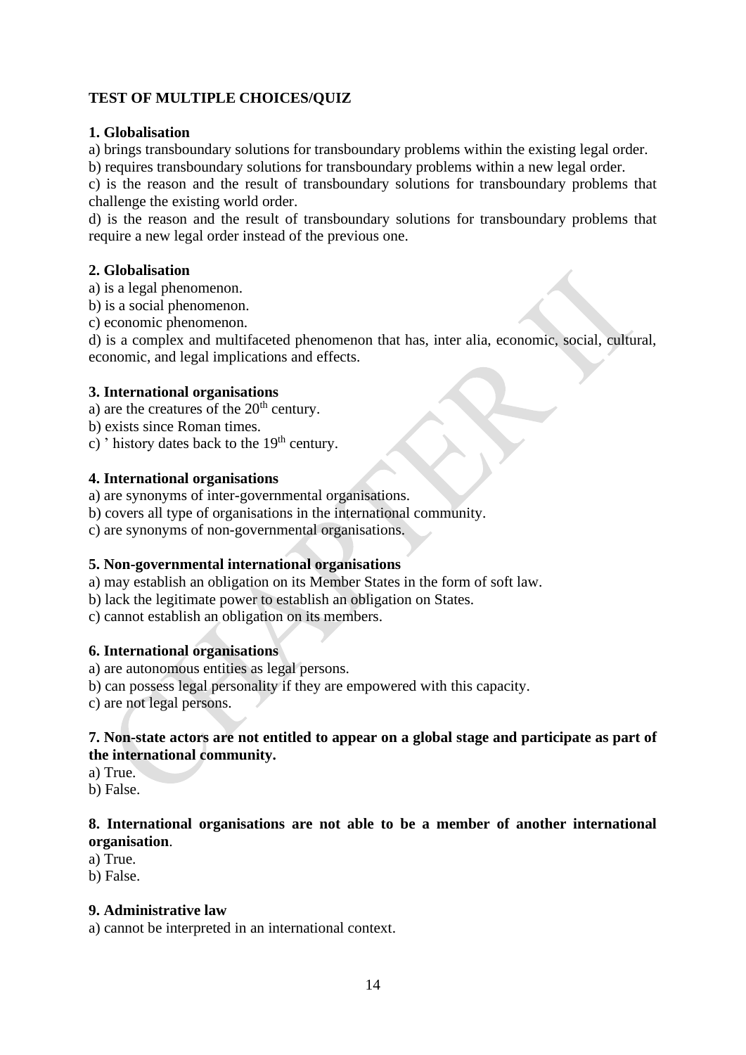**TEST OF MULTIPLE CHOICES/QUIZ**

**1. Globalisation**

a) brings transboundary solutions for transboundary problems within the existing legal order.
b) requires transboundary solutions for transboundary problems within a new legal order.
c) is the reason and the result of transboundary solutions for transboundary problems that challenge the existing world order.
d) is the reason and the result of transboundary solutions for transboundary problems that require a new legal order instead of the previous one.

**2. Globalisation**

a) is a legal phenomenon.
b) is a social phenomenon.
c) economic phenomenon.
d) is a complex and multifaceted phenomenon that has, inter alia, economic, social, cultural, economic, and legal implications and effects.

**3. International organisations**

a) are the creatures of the 20th century.
b) exists since Roman times.
c) ' history dates back to the 19th century.

**4. International organisations**

a) are synonyms of inter-governmental organisations.
b) covers all type of organisations in the international community.
c) are synonyms of non-governmental organisations.

**5. Non-governmental international organisations**

a) may establish an obligation on its Member States in the form of soft law.
b) lack the legitimate power to establish an obligation on States.
c) cannot establish an obligation on its members.

**6. International organisations**

a) are autonomous entities as legal persons.
b) can possess legal personality if they are empowered with this capacity.
c) are not legal persons.

**7. Non-state actors are not entitled to appear on a global stage and participate as part of the international community.**

a) True.
b) False.

**8. International organisations are not able to be a member of another international organisation**.

a) True.
b) False.

**9. Administrative law**

a) cannot be interpreted in an international context.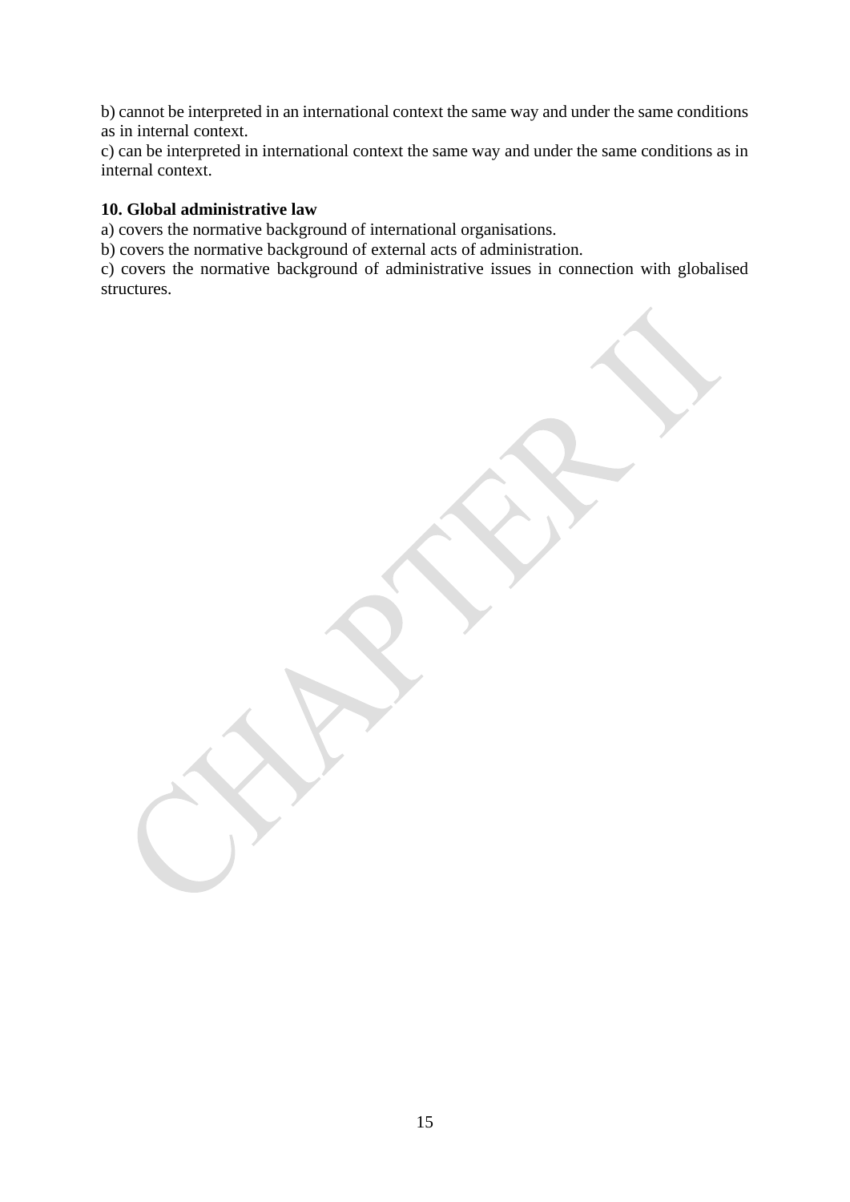b) cannot be interpreted in an international context the same way and under the same conditions as in internal context.
c) can be interpreted in international context the same way and under the same conditions as in internal context.

**10. Global administrative law**
a) covers the normative background of international organisations.
b) covers the normative background of external acts of administration.
c) covers the normative background of administrative issues in connection with globalised structures.